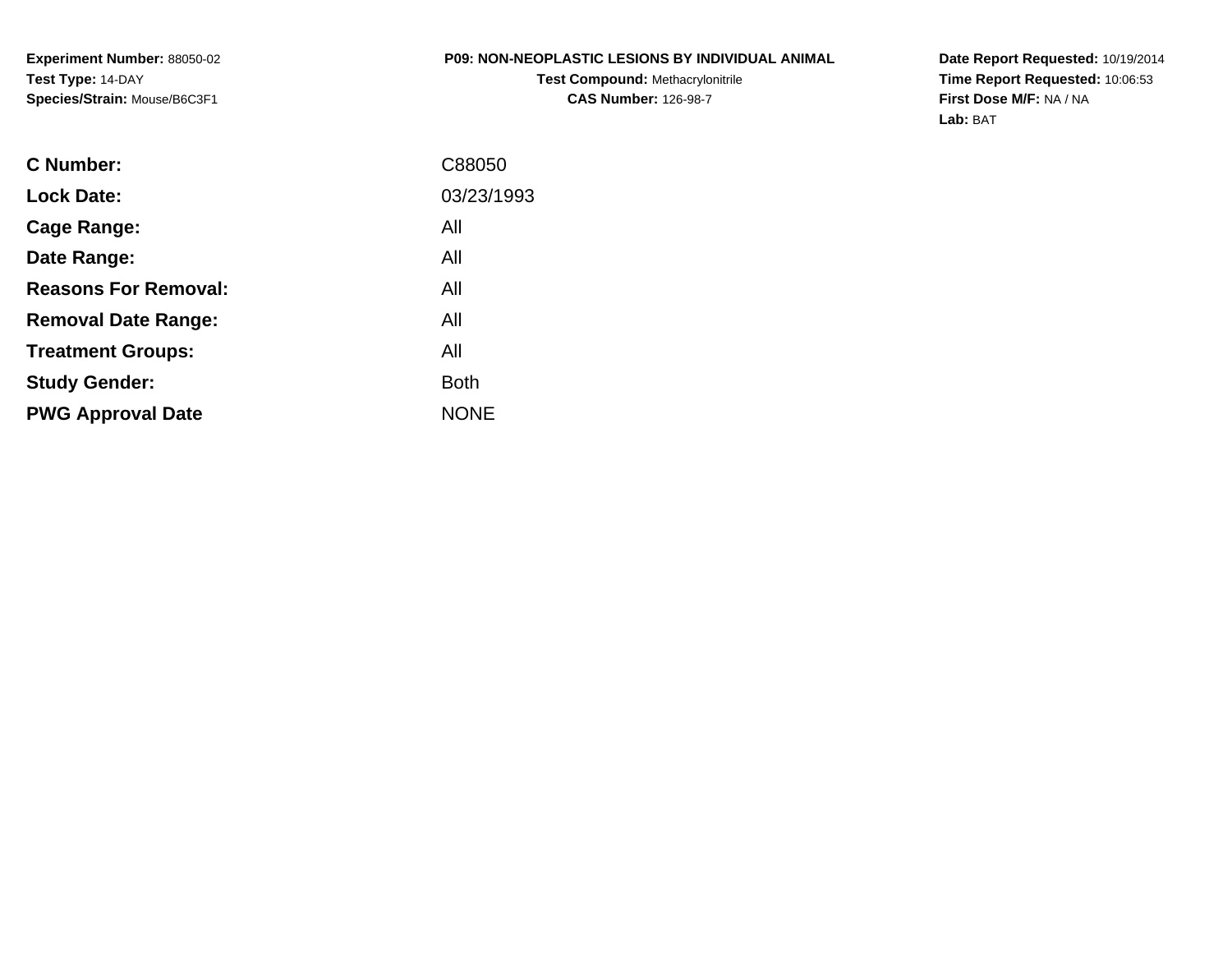**Experiment Number:** 88050-02
**Test Type:** 14-DAY
**Species/Strain:** Mouse/B6C3F1

**P09: NON-NEOPLASTIC LESIONS BY INDIVIDUAL ANIMAL**
**Test Compound:** Methacrylonitrile
**CAS Number:** 126-98-7

**Date Report Requested:** 10/19/2014
**Time Report Requested:** 10:06:53
**First Dose M/F:** NA / NA
**Lab:** BAT

| | |
|---|---|
| **C Number:** | C88050 |
| **Lock Date:** | 03/23/1993 |
| **Cage Range:** | All |
| **Date Range:** | All |
| **Reasons For Removal:** | All |
| **Removal Date Range:** | All |
| **Treatment Groups:** | All |
| **Study Gender:** | Both |
| **PWG Approval Date** | NONE |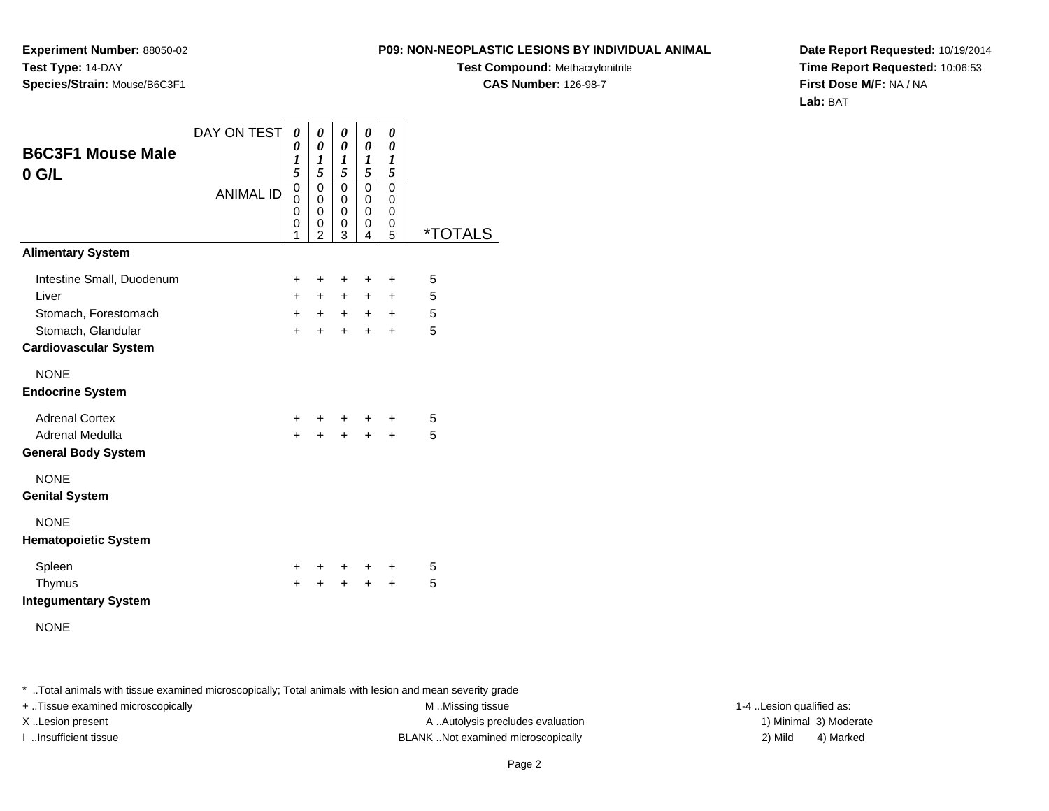**Experiment Number:** 88050-02
**Test Type:** 14-DAY
**Species/Strain:** Mouse/B6C3F1

**P09: NON-NEOPLASTIC LESIONS BY INDIVIDUAL ANIMAL**
**Test Compound:** Methacrylonitrile
**CAS Number:** 126-98-7

**Date Report Requested:** 10/19/2014
**Time Report Requested:** 10:06:53
**First Dose M/F:** NA / NA
**Lab:** BAT

## B6C3F1 Mouse Male 0 G/L

| DAY ON TEST | 0015 | 0015 | 0015 | 0015 | 0015 | |
|---|---|---|---|---|---|---|
| ANIMAL ID | 00001 | 00002 | 00003 | 00004 | 00005 | *TOTALS |
| **Alimentary System** | | | | | | |
| Intestine Small, Duodenum | + | + | + | + | + | 5 |
| Liver | + | + | + | + | + | 5 |
| Stomach, Forestomach | + | + | + | + | + | 5 |
| Stomach, Glandular | + | + | + | + | + | 5 |
| **Cardiovascular System** | | | | | | |
| NONE | | | | | | |
| **Endocrine System** | | | | | | |
| Adrenal Cortex | + | + | + | + | + | 5 |
| Adrenal Medulla | + | + | + | + | + | 5 |
| **General Body System** | | | | | | |
| NONE | | | | | | |
| **Genital System** | | | | | | |
| NONE | | | | | | |
| **Hematopoietic System** | | | | | | |
| Spleen | + | + | + | + | + | 5 |
| Thymus | + | + | + | + | + | 5 |
| **Integumentary System** | | | | | | |
| NONE | | | | | | |

* ..Total animals with tissue examined microscopically; Total animals with lesion and mean severity grade
+ ..Tissue examined microscopically
X ..Lesion present
I ..Insufficient tissue

M ..Missing tissue
A ..Autolysis precludes evaluation
BLANK ..Not examined microscopically

1-4 ..Lesion qualified as:
1) Minimal 3) Moderate
2) Mild 4) Marked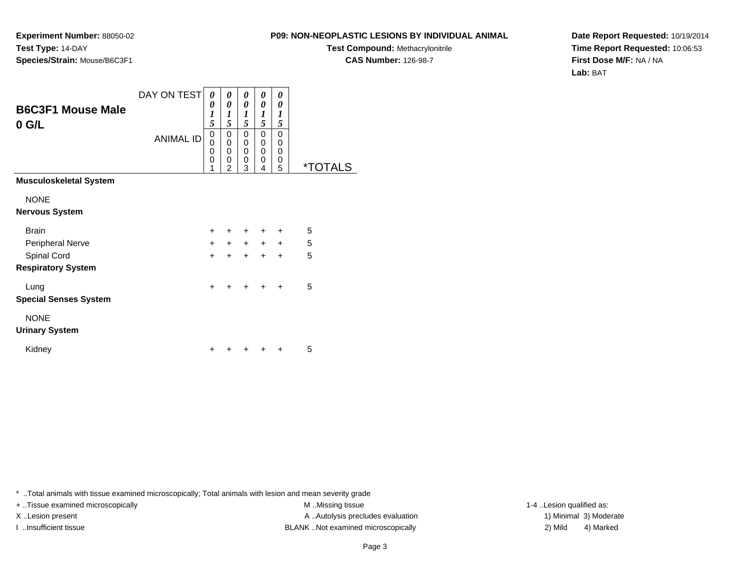**Experiment Number:** 88050-02
**Test Type:** 14-DAY
**Species/Strain:** Mouse/B6C3F1

**P09: NON-NEOPLASTIC LESIONS BY INDIVIDUAL ANIMAL**
**Test Compound:** Methacrylonitrile
**CAS Number:** 126-98-7

**Date Report Requested:** 10/19/2014
**Time Report Requested:** 10:06:53
**First Dose M/F:** NA / NA
**Lab:** BAT

## B6C3F1 Mouse Male
## 0 G/L

| | DAY ON TEST | 0015 | 0015 | 0015 | 0015 | 0015 | |
|---|---|---|---|---|---|---|---|
| | ANIMAL ID | 00001 | 00002 | 00003 | 00004 | 00005 | *TOTALS |
| **Musculoskeletal System** | | | | | | | |
| NONE | | | | | | | |
| **Nervous System** | | | | | | | |
| Brain | | + | + | + | + | + | 5 |
| Peripheral Nerve | | + | + | + | + | + | 5 |
| Spinal Cord | | + | + | + | + | + | 5 |
| **Respiratory System** | | | | | | | |
| Lung | | + | + | + | + | + | 5 |
| **Special Senses System** | | | | | | | |
| NONE | | | | | | | |
| **Urinary System** | | | | | | | |
| Kidney | | + | + | + | + | + | 5 |

* ..Total animals with tissue examined microscopically; Total animals with lesion and mean severity grade
+ ..Tissue examined microscopically
X ..Lesion present
I ..Insufficient tissue
M ..Missing tissue
A ..Autolysis precludes evaluation
BLANK ..Not examined microscopically
1-4 ..Lesion qualified as:
1) Minimal 3) Moderate
2) Mild 4) Marked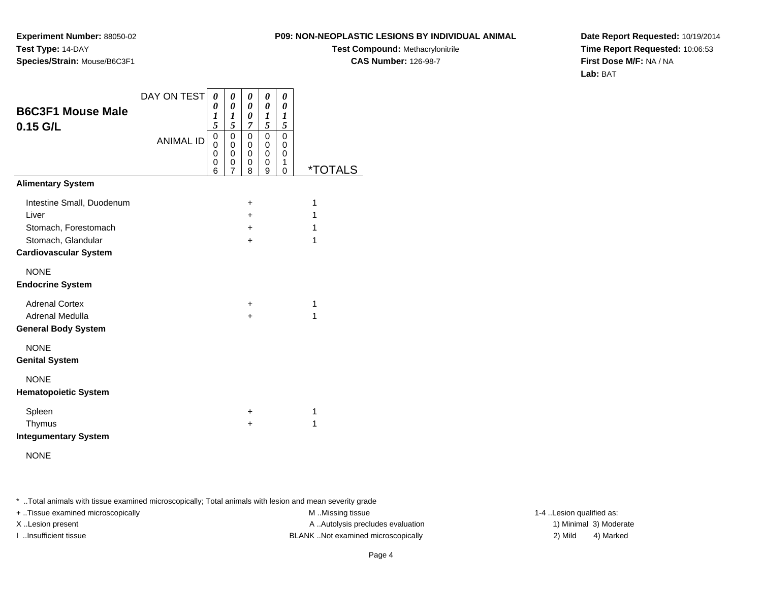**Experiment Number:** 88050-02
**Test Type:** 14-DAY
**Species/Strain:** Mouse/B6C3F1

**P09: NON-NEOPLASTIC LESIONS BY INDIVIDUAL ANIMAL**
**Test Compound:** Methacrylonitrile
**CAS Number:** 126-98-7

**Date Report Requested:** 10/19/2014
**Time Report Requested:** 10:06:53
**First Dose M/F:** NA / NA
**Lab:** BAT

## B6C3F1 Mouse Male 0.15 G/L

| DAY ON TEST | 0015 | 0015 | 0007 | 0015 | 0015 | |
|---|---|---|---|---|---|---|
| **ANIMAL ID** | **00006** | **00007** | **00008** | **00009** | **00010** | ***TOTALS** |
| **Alimentary System** | | | | | | |
| Intestine Small, Duodenum | | | + | | | 1 |
| Liver | | | + | | | 1 |
| Stomach, Forestomach | | | + | | | 1 |
| Stomach, Glandular | | | + | | | 1 |
| **Cardiovascular System** | | | | | | |
| NONE | | | | | | |
| **Endocrine System** | | | | | | |
| Adrenal Cortex | | | + | | | 1 |
| Adrenal Medulla | | | + | | | 1 |
| **General Body System** | | | | | | |
| NONE | | | | | | |
| **Genital System** | | | | | | |
| NONE | | | | | | |
| **Hematopoietic System** | | | | | | |
| Spleen | | | + | | | 1 |
| Thymus | | | + | | | 1 |
| **Integumentary System** | | | | | | |
| NONE | | | | | | |

* ..Total animals with tissue examined microscopically; Total animals with lesion and mean severity grade
+ ..Tissue examined microscopically
X ..Lesion present
I ..Insufficient tissue
M ..Missing tissue
A ..Autolysis precludes evaluation
BLANK ..Not examined microscopically
1-4 ..Lesion qualified as:
1) Minimal 3) Moderate
2) Mild 4) Marked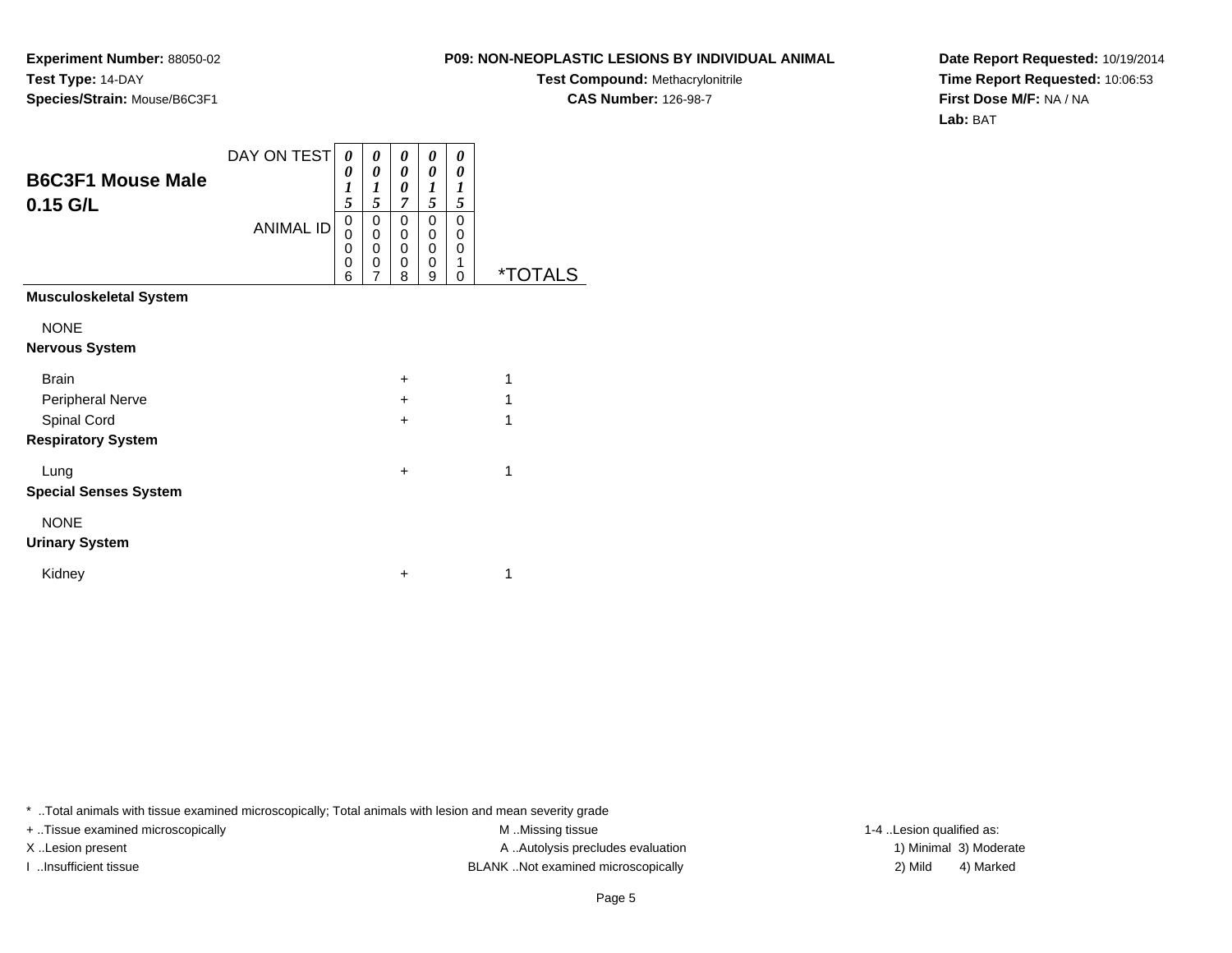**Experiment Number:** 88050-02
**Test Type:** 14-DAY
**Species/Strain:** Mouse/B6C3F1

**P09: NON-NEOPLASTIC LESIONS BY INDIVIDUAL ANIMAL**
**Test Compound:** Methacrylonitrile
**CAS Number:** 126-98-7

**Date Report Requested:** 10/19/2014
**Time Report Requested:** 10:06:53
**First Dose M/F:** NA / NA
**Lab:** BAT

## B6C3F1 Mouse Male 0.15 G/L

| DAY ON TEST | 0015 | 0015 | 0007 | 0015 | 0015 | |
|---|---|---|---|---|---|---|
| ANIMAL ID | 00006 | 00007 | 00008 | 00009 | 00010 | *TOTALS |
| **Musculoskeletal System** | | | | | | |
| NONE | | | | | | |
| **Nervous System** | | | | | | |
| Brain | | | + | | | 1 |
| Peripheral Nerve | | | + | | | 1 |
| Spinal Cord | | | + | | | 1 |
| **Respiratory System** | | | | | | |
| Lung | | | + | | | 1 |
| **Special Senses System** | | | | | | |
| NONE | | | | | | |
| **Urinary System** | | | | | | |
| Kidney | | | + | | | 1 |

* ..Total animals with tissue examined microscopically; Total animals with lesion and mean severity grade
+ ..Tissue examined microscopically
X ..Lesion present
I ..Insufficient tissue
M ..Missing tissue
A ..Autolysis precludes evaluation
BLANK ..Not examined microscopically
1-4 ..Lesion qualified as:
1) Minimal 3) Moderate
2) Mild 4) Marked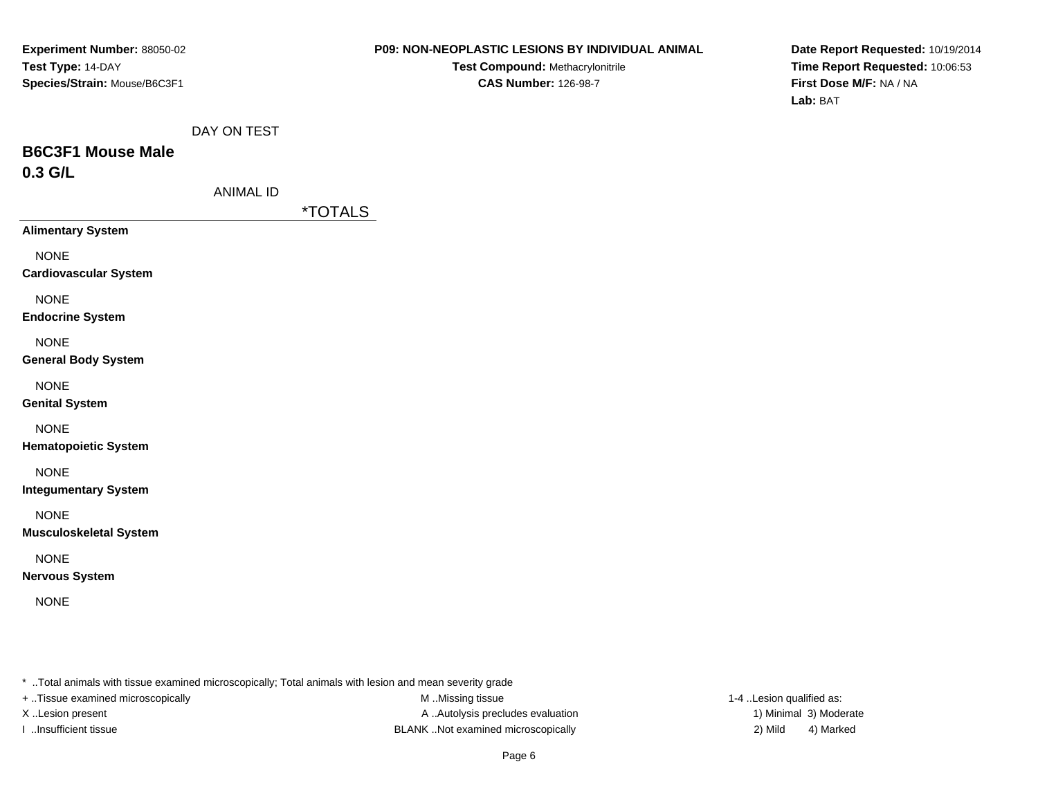**Experiment Number:** 88050-02
**Test Type:** 14-DAY
**Species/Strain:** Mouse/B6C3F1

**P09: NON-NEOPLASTIC LESIONS BY INDIVIDUAL ANIMAL**
**Test Compound:** Methacrylonitrile
**CAS Number:** 126-98-7

**Date Report Requested:** 10/19/2014
**Time Report Requested:** 10:06:53
**First Dose M/F:** NA / NA
**Lab:** BAT

DAY ON TEST

## B6C3F1 Mouse Male
## 0.3 G/L

ANIMAL ID

| | *TOTALS |
|---|---|
| **Alimentary System** | |
| NONE | |
| **Cardiovascular System** | |
| NONE | |
| **Endocrine System** | |
| NONE | |
| **General Body System** | |
| NONE | |
| **Genital System** | |
| NONE | |
| **Hematopoietic System** | |
| NONE | |
| **Integumentary System** | |
| NONE | |
| **Musculoskeletal System** | |
| NONE | |
| **Nervous System** | |
| NONE | |

* ..Total animals with tissue examined microscopically; Total animals with lesion and mean severity grade
+ ..Tissue examined microscopically
X ..Lesion present
I ..Insufficient tissue

M ..Missing tissue
A ..Autolysis precludes evaluation
BLANK ..Not examined microscopically

1-4 ..Lesion qualified as:
1) Minimal 3) Moderate
2) Mild 4) Marked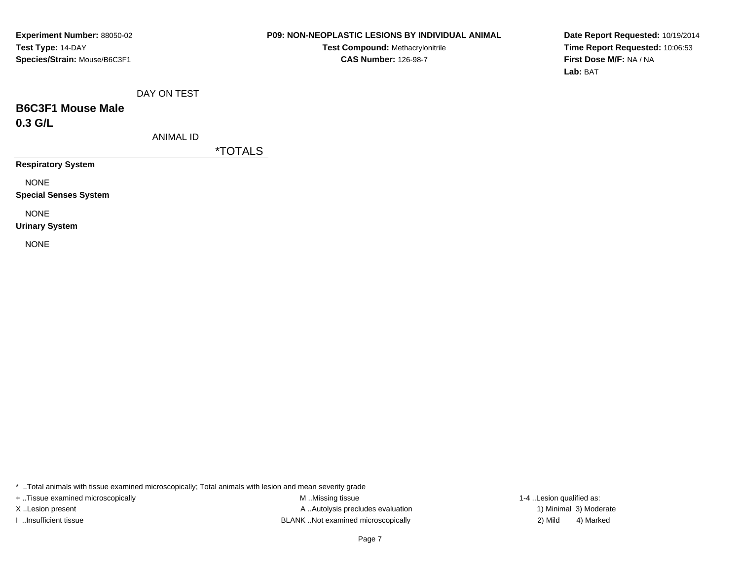**Experiment Number:** 88050-02
**Test Type:** 14-DAY
**Species/Strain:** Mouse/B6C3F1

**P09: NON-NEOPLASTIC LESIONS BY INDIVIDUAL ANIMAL**
**Test Compound:** Methacrylonitrile
**CAS Number:** 126-98-7

**Date Report Requested:** 10/19/2014
**Time Report Requested:** 10:06:53
**First Dose M/F:** NA / NA
**Lab:** BAT

DAY ON TEST

## B6C3F1 Mouse Male
## 0.3 G/L

ANIMAL ID

| | *TOTALS |
|---|---|
| **Respiratory System** | |
| NONE | |
| **Special Senses System** | |
| NONE | |
| **Urinary System** | |
| NONE | |

* ..Total animals with tissue examined microscopically; Total animals with lesion and mean severity grade
+ ..Tissue examined microscopically
X ..Lesion present
I ..Insufficient tissue
M ..Missing tissue
A ..Autolysis precludes evaluation
BLANK ..Not examined microscopically
1-4 ..Lesion qualified as:
1) Minimal 3) Moderate
2) Mild 4) Marked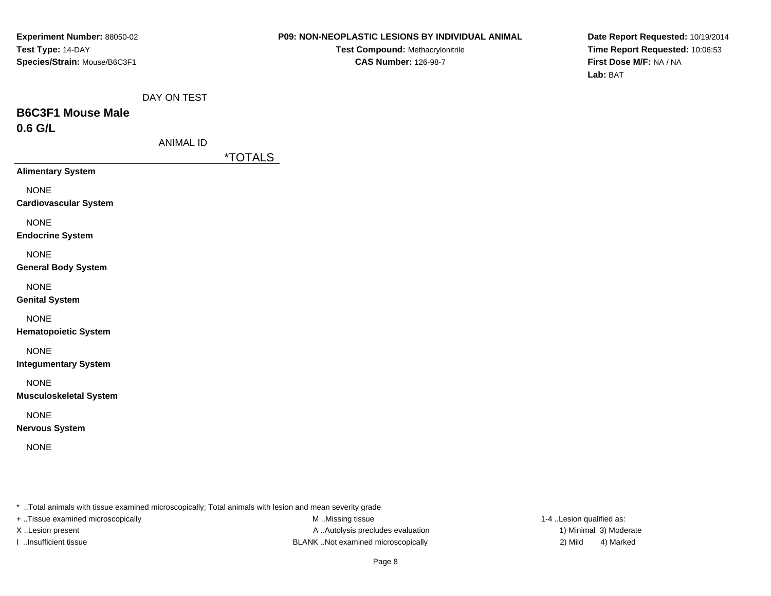**Experiment Number:** 88050-02
**Test Type:** 14-DAY
**Species/Strain:** Mouse/B6C3F1

**P09: NON-NEOPLASTIC LESIONS BY INDIVIDUAL ANIMAL**
**Test Compound:** Methacrylonitrile
**CAS Number:** 126-98-7

**Date Report Requested:** 10/19/2014
**Time Report Requested:** 10:06:53
**First Dose M/F:** NA / NA
**Lab:** BAT

DAY ON TEST

## B6C3F1 Mouse Male
## 0.6 G/L

ANIMAL ID

| | *TOTALS |
|---|---|
| **Alimentary System** | |
| NONE | |
| **Cardiovascular System** | |
| NONE | |
| **Endocrine System** | |
| NONE | |
| **General Body System** | |
| NONE | |
| **Genital System** | |
| NONE | |
| **Hematopoietic System** | |
| NONE | |
| **Integumentary System** | |
| NONE | |
| **Musculoskeletal System** | |
| NONE | |
| **Nervous System** | |
| NONE | |

* ..Total animals with tissue examined microscopically; Total animals with lesion and mean severity grade
+ ..Tissue examined microscopically
X ..Lesion present
I ..Insufficient tissue
M ..Missing tissue
A ..Autolysis precludes evaluation
BLANK ..Not examined microscopically
1-4 ..Lesion qualified as:
1) Minimal 3) Moderate
2) Mild 4) Marked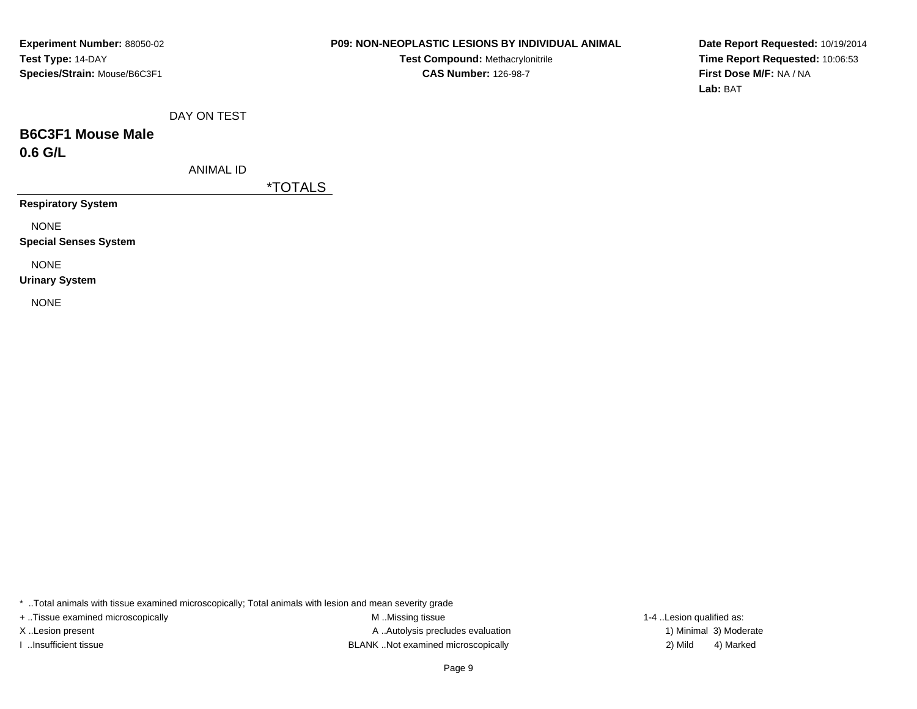**Experiment Number:** 88050-02
**Test Type:** 14-DAY
**Species/Strain:** Mouse/B6C3F1

**P09: NON-NEOPLASTIC LESIONS BY INDIVIDUAL ANIMAL**
**Test Compound:** Methacrylonitrile
**CAS Number:** 126-98-7

**Date Report Requested:** 10/19/2014
**Time Report Requested:** 10:06:53
**First Dose M/F:** NA / NA
**Lab:** BAT

DAY ON TEST

## B6C3F1 Mouse Male
## 0.6 G/L

| ANIMAL ID | *TOTALS |
|---|---|
| **Respiratory System** | |
| NONE | |
| **Special Senses System** | |
| NONE | |
| **Urinary System** | |
| NONE | |

* ..Total animals with tissue examined microscopically; Total animals with lesion and mean severity grade
+ ..Tissue examined microscopically
X ..Lesion present
I ..Insufficient tissue
M ..Missing tissue
A ..Autolysis precludes evaluation
BLANK ..Not examined microscopically
1-4 ..Lesion qualified as:
1) Minimal 3) Moderate
2) Mild 4) Marked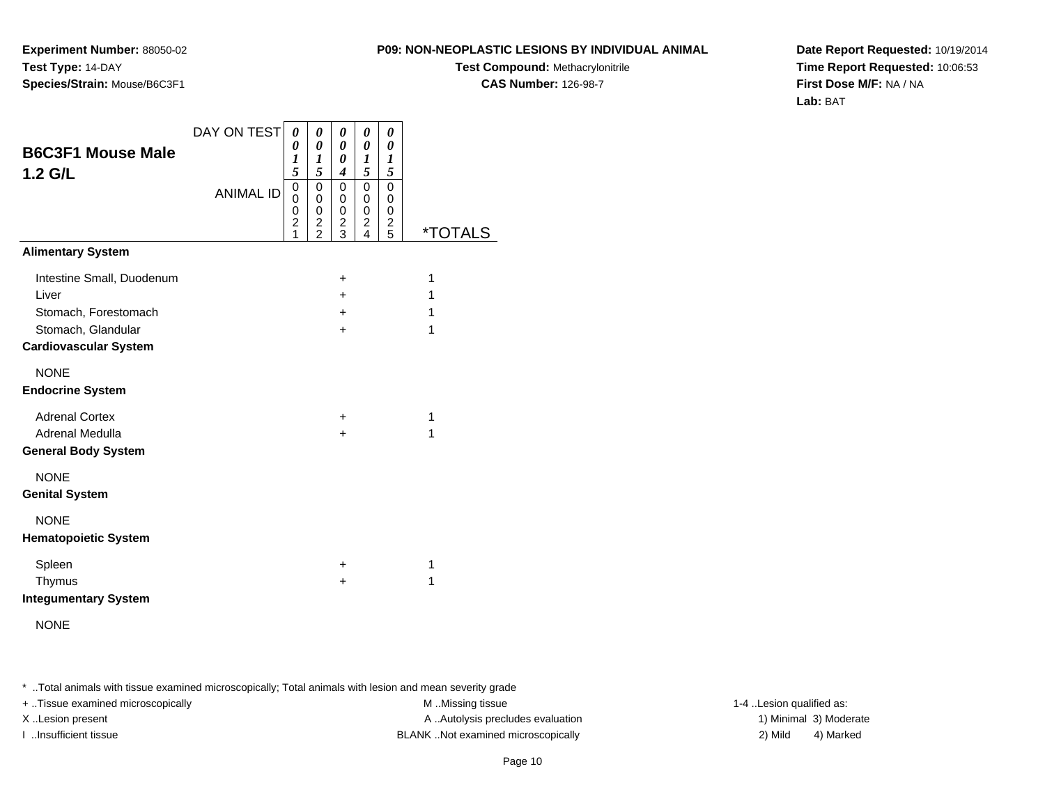**Experiment Number:** 88050-02
**Test Type:** 14-DAY
**Species/Strain:** Mouse/B6C3F1

**P09: NON-NEOPLASTIC LESIONS BY INDIVIDUAL ANIMAL**
**Test Compound:** Methacrylonitrile
**CAS Number:** 126-98-7

**Date Report Requested:** 10/19/2014
**Time Report Requested:** 10:06:53
**First Dose M/F:** NA / NA
**Lab:** BAT

## B6C3F1 Mouse Male 1.2 G/L

| DAY ON TEST | 0015 | 0015 | 0004 | 0015 | 0015 | |
|---|---|---|---|---|---|---|
| **ANIMAL ID** | 00021 | 00022 | 00023 | 00024 | 00025 | ***TOTALS** |
| **Alimentary System** | | | | | | |
| Intestine Small, Duodenum | | | + | | | 1 |
| Liver | | | + | | | 1 |
| Stomach, Forestomach | | | + | | | 1 |
| Stomach, Glandular | | | + | | | 1 |
| **Cardiovascular System** | | | | | | |
| NONE | | | | | | |
| **Endocrine System** | | | | | | |
| Adrenal Cortex | | | + | | | 1 |
| Adrenal Medulla | | | + | | | 1 |
| **General Body System** | | | | | | |
| NONE | | | | | | |
| **Genital System** | | | | | | |
| NONE | | | | | | |
| **Hematopoietic System** | | | | | | |
| Spleen | | | + | | | 1 |
| Thymus | | | + | | | 1 |
| **Integumentary System** | | | | | | |
| NONE | | | | | | |

* ..Total animals with tissue examined microscopically; Total animals with lesion and mean severity grade
+ ..Tissue examined microscopically
X ..Lesion present
I ..Insufficient tissue

M ..Missing tissue
A ..Autolysis precludes evaluation
BLANK ..Not examined microscopically

1-4 ..Lesion qualified as:
1) Minimal 3) Moderate
2) Mild 4) Marked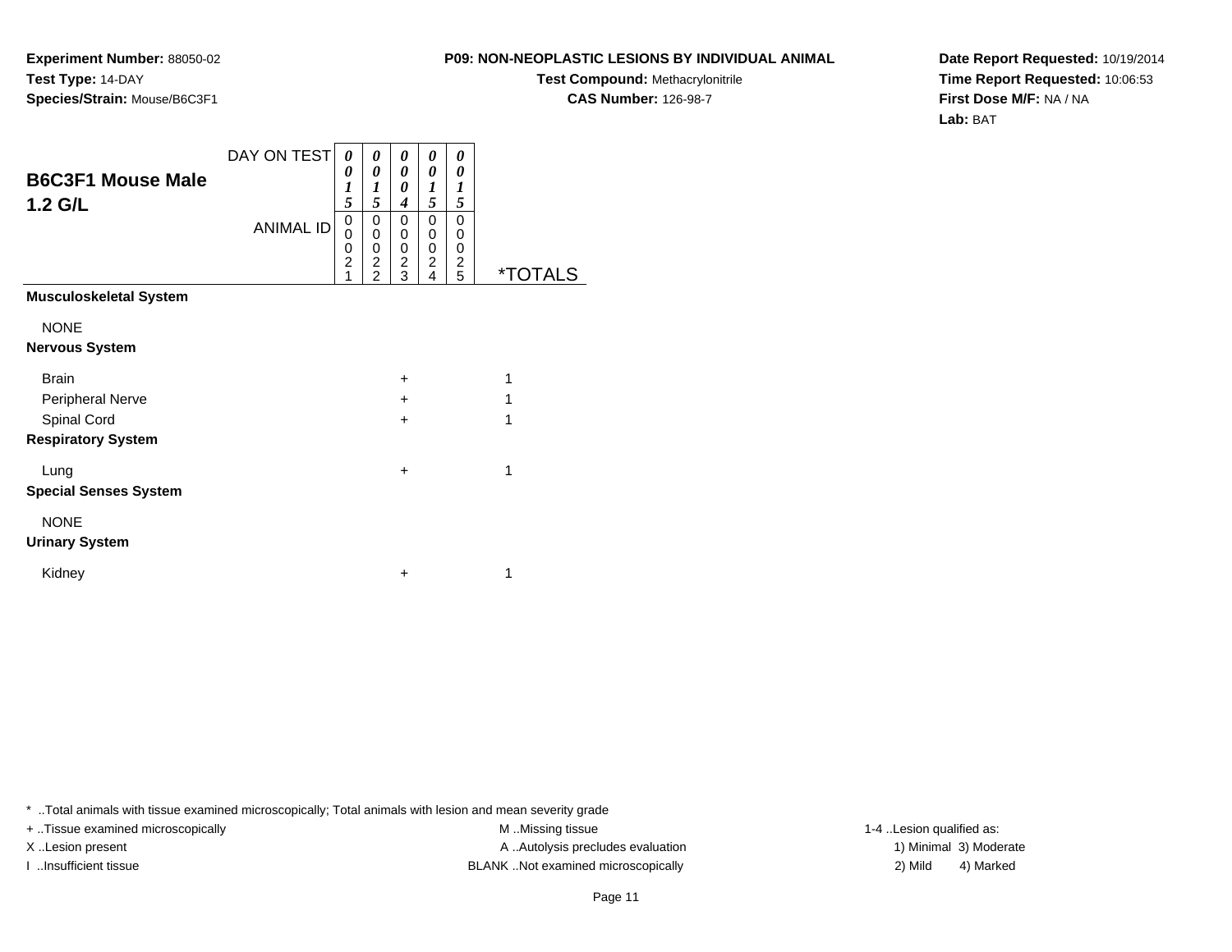**Experiment Number:** 88050-02
**Test Type:** 14-DAY
**Species/Strain:** Mouse/B6C3F1

**P09: NON-NEOPLASTIC LESIONS BY INDIVIDUAL ANIMAL**
**Test Compound:** Methacrylonitrile
**CAS Number:** 126-98-7

**Date Report Requested:** 10/19/2014
**Time Report Requested:** 10:06:53
**First Dose M/F:** NA / NA
**Lab:** BAT

## B6C3F1 Mouse Male 1.2 G/L

| DAY ON TEST | 0015 | 0015 | 0004 | 0015 | 0015 | |
|---|---|---|---|---|---|---|
| **ANIMAL ID** | 00021 | 00022 | 00023 | 00024 | 00025 | ***TOTALS** |
| **Musculoskeletal System** | | | | | | |
| NONE | | | | | | |
| **Nervous System** | | | | | | |
| Brain | | | + | | | 1 |
| Peripheral Nerve | | | + | | | 1 |
| Spinal Cord | | | + | | | 1 |
| **Respiratory System** | | | | | | |
| Lung | | | + | | | 1 |
| **Special Senses System** | | | | | | |
| NONE | | | | | | |
| **Urinary System** | | | | | | |
| Kidney | | | + | | | 1 |

* ..Total animals with tissue examined microscopically; Total animals with lesion and mean severity grade
+ ..Tissue examined microscopically
X ..Lesion present
I ..Insufficient tissue
M ..Missing tissue
A ..Autolysis precludes evaluation
BLANK ..Not examined microscopically
1-4 ..Lesion qualified as:
1) Minimal 3) Moderate
2) Mild 4) Marked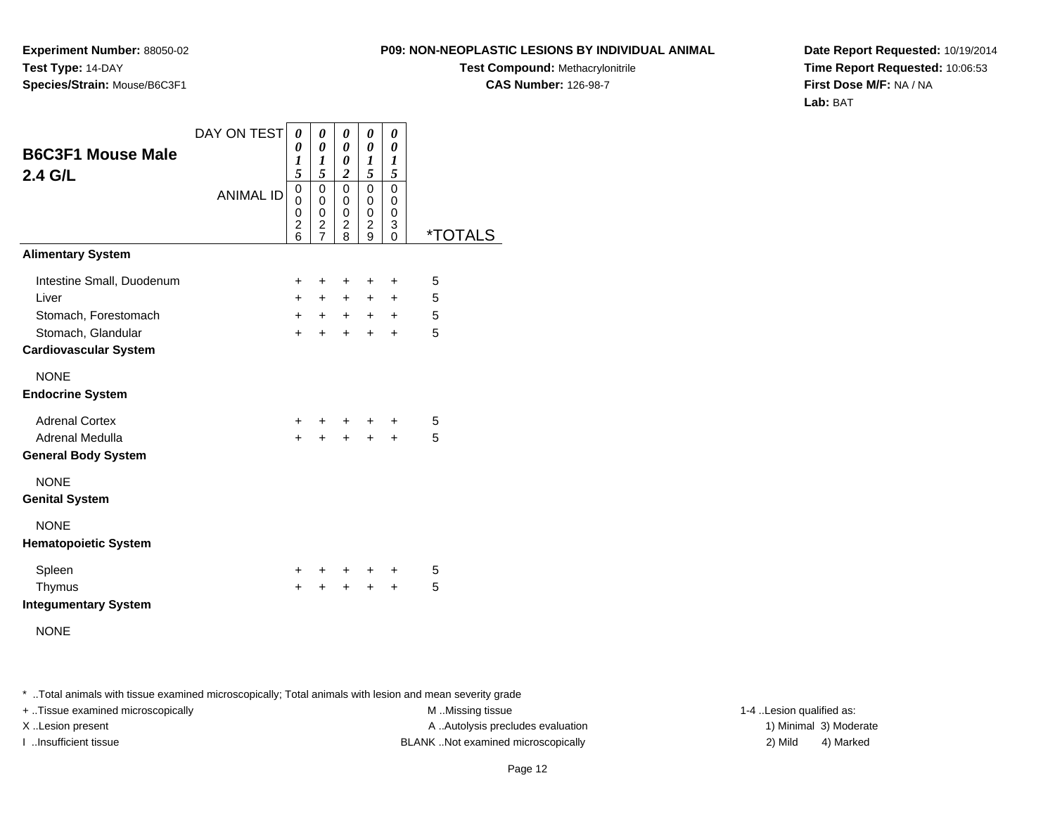**Experiment Number:** 88050-02
**Test Type:** 14-DAY
**Species/Strain:** Mouse/B6C3F1

**P09: NON-NEOPLASTIC LESIONS BY INDIVIDUAL ANIMAL**
**Test Compound:** Methacrylonitrile
**CAS Number:** 126-98-7

**Date Report Requested:** 10/19/2014
**Time Report Requested:** 10:06:53
**First Dose M/F:** NA / NA
**Lab:** BAT

## B6C3F1 Mouse Male 2.4 G/L

| DAY ON TEST | 0015 | 0015 | 0002 | 0015 | 0015 | |
|---|---|---|---|---|---|---|
| ANIMAL ID | 00026 | 00027 | 00028 | 00029 | 00030 | *TOTALS |
| **Alimentary System** | | | | | | |
| Intestine Small, Duodenum | + | + | + | + | + | 5 |
| Liver | + | + | + | + | + | 5 |
| Stomach, Forestomach | + | + | + | + | + | 5 |
| Stomach, Glandular | + | + | + | + | + | 5 |
| **Cardiovascular System** | | | | | | |
| NONE | | | | | | |
| **Endocrine System** | | | | | | |
| Adrenal Cortex | + | + | + | + | + | 5 |
| Adrenal Medulla | + | + | + | + | + | 5 |
| **General Body System** | | | | | | |
| NONE | | | | | | |
| **Genital System** | | | | | | |
| NONE | | | | | | |
| **Hematopoietic System** | | | | | | |
| Spleen | + | + | + | + | + | 5 |
| Thymus | + | + | + | + | + | 5 |
| **Integumentary System** | | | | | | |
| NONE | | | | | | |

* ..Total animals with tissue examined microscopically; Total animals with lesion and mean severity grade
+ ..Tissue examined microscopically
X ..Lesion present
I ..Insufficient tissue

M ..Missing tissue
A ..Autolysis precludes evaluation
BLANK ..Not examined microscopically

1-4 ..Lesion qualified as:
1) Minimal 3) Moderate
2) Mild 4) Marked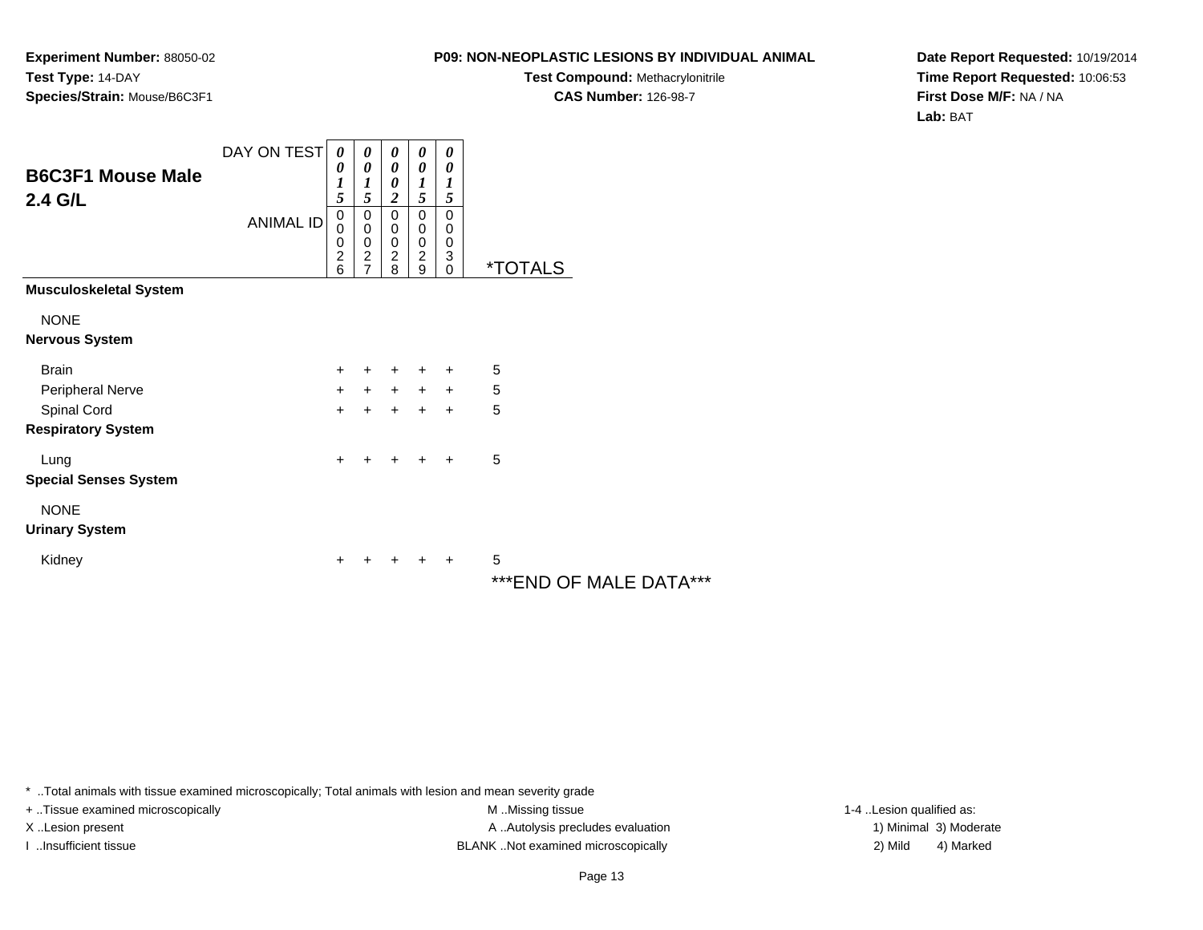**Experiment Number:** 88050-02
**Test Type:** 14-DAY
**Species/Strain:** Mouse/B6C3F1

**P09: NON-NEOPLASTIC LESIONS BY INDIVIDUAL ANIMAL**
**Test Compound:** Methacrylonitrile
**CAS Number:** 126-98-7

**Date Report Requested:** 10/19/2014
**Time Report Requested:** 10:06:53
**First Dose M/F:** NA / NA
**Lab:** BAT

## B6C3F1 Mouse Male
## 2.4 G/L

| DAY ON TEST | 0015 | 0015 | 0002 | 0015 | 0015 | |
|---|---|---|---|---|---|---|
| ANIMAL ID | 00026 | 00027 | 00028 | 00029 | 00030 | *TOTALS |
| **Musculoskeletal System** | | | | | | |
| NONE | | | | | | |
| **Nervous System** | | | | | | |
| Brain | + | + | + | + | + | 5 |
| Peripheral Nerve | + | + | + | + | + | 5 |
| Spinal Cord | + | + | + | + | + | 5 |
| **Respiratory System** | | | | | | |
| Lung | + | + | + | + | + | 5 |
| **Special Senses System** | | | | | | |
| NONE | | | | | | |
| **Urinary System** | | | | | | |
| Kidney | + | + | + | + | + | 5 |

***END OF MALE DATA***

* ..Total animals with tissue examined microscopically; Total animals with lesion and mean severity grade
+ ..Tissue examined microscopically
X ..Lesion present
I ..Insufficient tissue

M ..Missing tissue
A ..Autolysis precludes evaluation
BLANK ..Not examined microscopically

1-4 ..Lesion qualified as:
1) Minimal 3) Moderate
2) Mild 4) Marked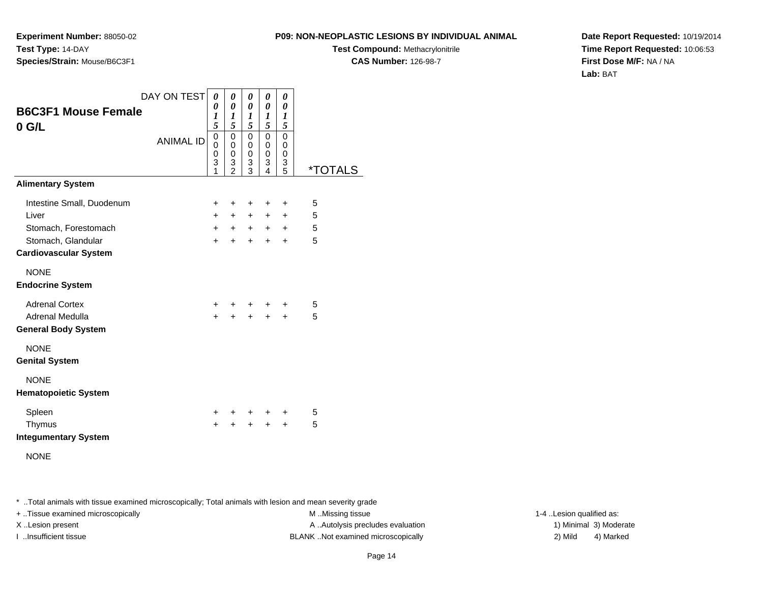**Experiment Number:** 88050-02
**Test Type:** 14-DAY
**Species/Strain:** Mouse/B6C3F1

**P09: NON-NEOPLASTIC LESIONS BY INDIVIDUAL ANIMAL**
**Test Compound:** Methacrylonitrile
**CAS Number:** 126-98-7

**Date Report Requested:** 10/19/2014
**Time Report Requested:** 10:06:53
**First Dose M/F:** NA / NA
**Lab:** BAT

## B6C3F1 Mouse Female
## 0 G/L

| DAY ON TEST | 0015 | 0015 | 0015 | 0015 | 0015 | |
|---|---|---|---|---|---|---|
| ANIMAL ID | 00031 | 00032 | 00033 | 00034 | 00035 | *TOTALS |
| **Alimentary System** | | | | | | |
| Intestine Small, Duodenum | + | + | + | + | + | 5 |
| Liver | + | + | + | + | + | 5 |
| Stomach, Forestomach | + | + | + | + | + | 5 |
| Stomach, Glandular | + | + | + | + | + | 5 |
| **Cardiovascular System** | | | | | | |
| NONE | | | | | | |
| **Endocrine System** | | | | | | |
| Adrenal Cortex | + | + | + | + | + | 5 |
| Adrenal Medulla | + | + | + | + | + | 5 |
| **General Body System** | | | | | | |
| NONE | | | | | | |
| **Genital System** | | | | | | |
| NONE | | | | | | |
| **Hematopoietic System** | | | | | | |
| Spleen | + | + | + | + | + | 5 |
| Thymus | + | + | + | + | + | 5 |
| **Integumentary System** | | | | | | |
| NONE | | | | | | |

* ..Total animals with tissue examined microscopically; Total animals with lesion and mean severity grade
+ ..Tissue examined microscopically
X ..Lesion present
I ..Insufficient tissue
M ..Missing tissue
A ..Autolysis precludes evaluation
BLANK ..Not examined microscopically
1-4 ..Lesion qualified as:
1) Minimal 3) Moderate
2) Mild 4) Marked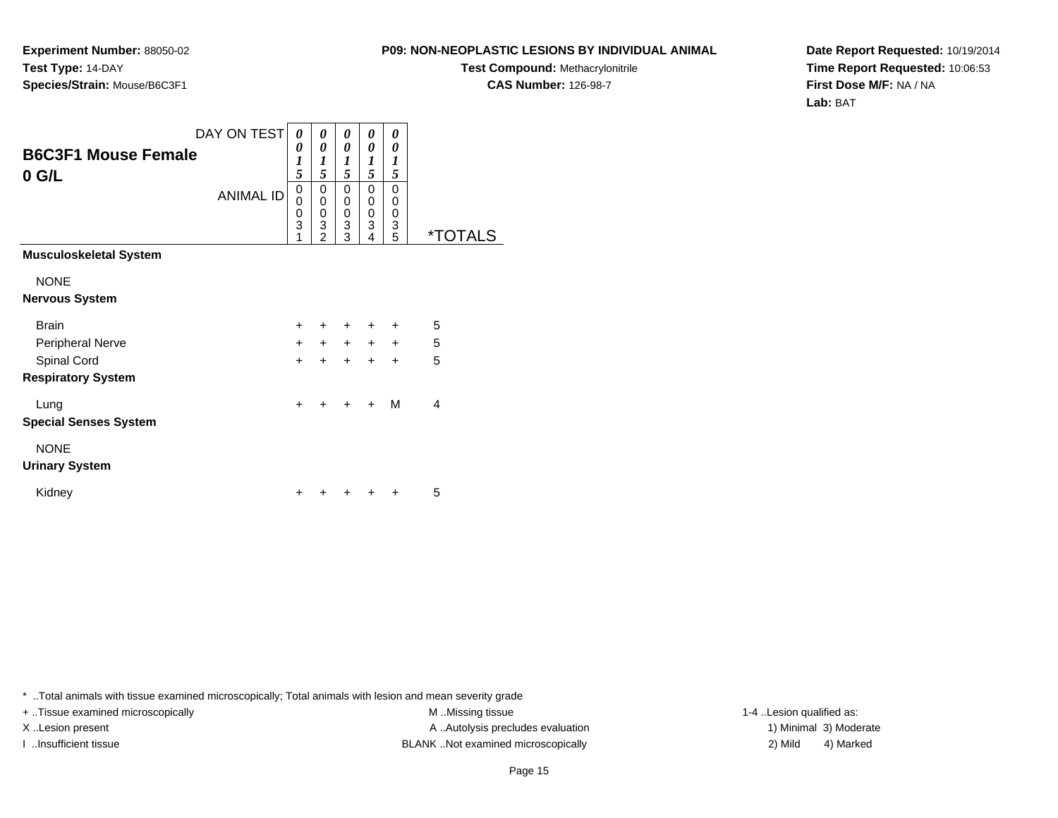**Experiment Number:** 88050-02
**Test Type:** 14-DAY
**Species/Strain:** Mouse/B6C3F1

**P09: NON-NEOPLASTIC LESIONS BY INDIVIDUAL ANIMAL**
**Test Compound:** Methacrylonitrile
**CAS Number:** 126-98-7

**Date Report Requested:** 10/19/2014
**Time Report Requested:** 10:06:53
**First Dose M/F:** NA / NA
**Lab:** BAT

## B6C3F1 Mouse Female
## 0 G/L

| DAY ON TEST | 0015 | 0015 | 0015 | 0015 | 0015 | |
|---|---|---|---|---|---|---|
| ANIMAL ID | 00031 | 00032 | 00033 | 00034 | 00035 | *TOTALS |
| **Musculoskeletal System** | | | | | | |
| NONE | | | | | | |
| **Nervous System** | | | | | | |
| Brain | + | + | + | + | + | 5 |
| Peripheral Nerve | + | + | + | + | + | 5 |
| Spinal Cord | + | + | + | + | + | 5 |
| **Respiratory System** | | | | | | |
| Lung | + | + | + | + | M | 4 |
| **Special Senses System** | | | | | | |
| NONE | | | | | | |
| **Urinary System** | | | | | | |
| Kidney | + | + | + | + | + | 5 |

* ..Total animals with tissue examined microscopically; Total animals with lesion and mean severity grade
+ ..Tissue examined microscopically
X ..Lesion present
I ..Insufficient tissue
M ..Missing tissue
A ..Autolysis precludes evaluation
BLANK ..Not examined microscopically
1-4 ..Lesion qualified as:
1) Minimal 3) Moderate
2) Mild 4) Marked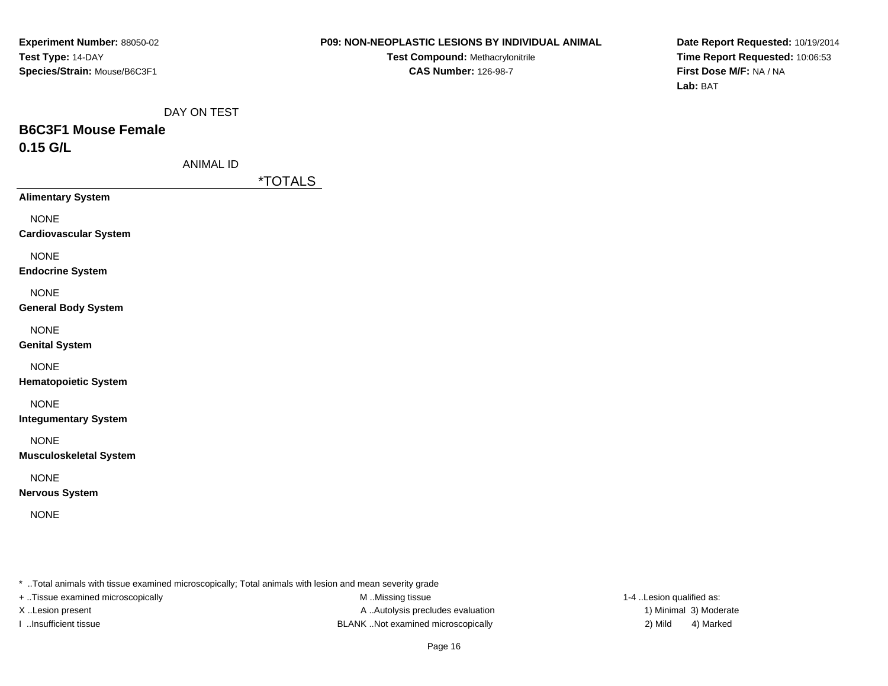**Experiment Number:** 88050-02
**Test Type:** 14-DAY
**Species/Strain:** Mouse/B6C3F1

**P09: NON-NEOPLASTIC LESIONS BY INDIVIDUAL ANIMAL**
**Test Compound:** Methacrylonitrile
**CAS Number:** 126-98-7

**Date Report Requested:** 10/19/2014
**Time Report Requested:** 10:06:53
**First Dose M/F:** NA / NA
**Lab:** BAT

DAY ON TEST

## B6C3F1 Mouse Female
## 0.15 G/L

ANIMAL ID

| | *TOTALS |
|---|---|
| **Alimentary System** | |
| NONE | |
| **Cardiovascular System** | |
| NONE | |
| **Endocrine System** | |
| NONE | |
| **General Body System** | |
| NONE | |
| **Genital System** | |
| NONE | |
| **Hematopoietic System** | |
| NONE | |
| **Integumentary System** | |
| NONE | |
| **Musculoskeletal System** | |
| NONE | |
| **Nervous System** | |
| NONE | |

* ..Total animals with tissue examined microscopically; Total animals with lesion and mean severity grade
+ ..Tissue examined microscopically
X ..Lesion present
I ..Insufficient tissue
M ..Missing tissue
A ..Autolysis precludes evaluation
BLANK ..Not examined microscopically
1-4 ..Lesion qualified as:
1) Minimal 3) Moderate
2) Mild 4) Marked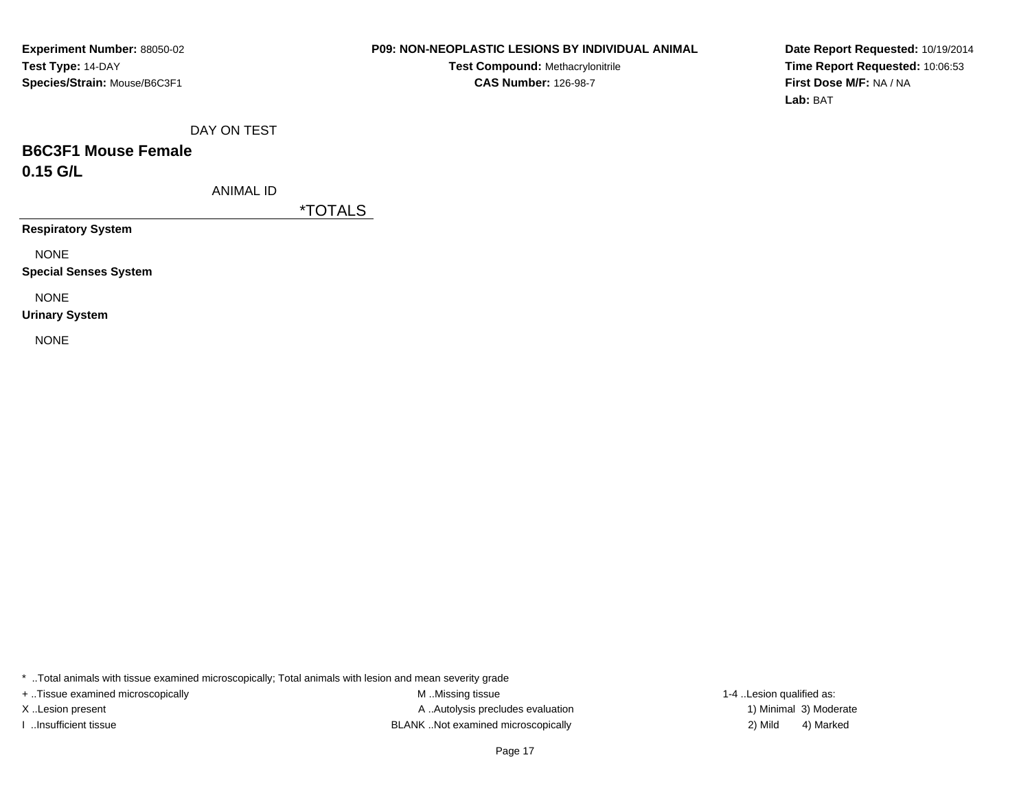**Experiment Number:** 88050-02
**Test Type:** 14-DAY
**Species/Strain:** Mouse/B6C3F1

**P09: NON-NEOPLASTIC LESIONS BY INDIVIDUAL ANIMAL**
**Test Compound:** Methacrylonitrile
**CAS Number:** 126-98-7

**Date Report Requested:** 10/19/2014
**Time Report Requested:** 10:06:53
**First Dose M/F:** NA / NA
**Lab:** BAT

DAY ON TEST

## B6C3F1 Mouse Female
## 0.15 G/L

ANIMAL ID

*TOTALS

**Respiratory System**

NONE

**Special Senses System**

NONE

**Urinary System**

NONE

* ..Total animals with tissue examined microscopically; Total animals with lesion and mean severity grade
+ ..Tissue examined microscopically
X ..Lesion present
I ..Insufficient tissue

M ..Missing tissue
A ..Autolysis precludes evaluation
BLANK ..Not examined microscopically

1-4 ..Lesion qualified as:
1) Minimal 3) Moderate
2) Mild 4) Marked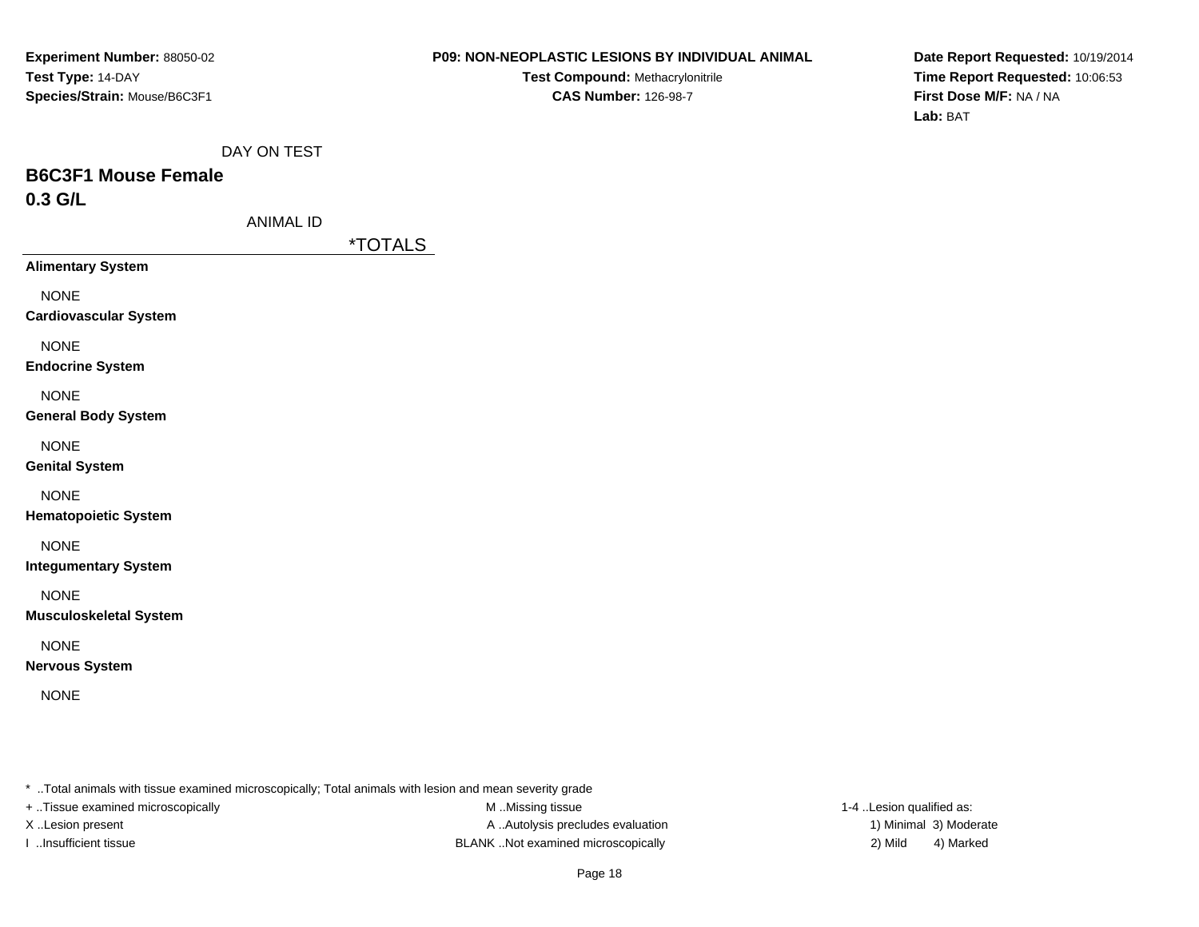**Experiment Number:** 88050-02
**Test Type:** 14-DAY
**Species/Strain:** Mouse/B6C3F1

**P09: NON-NEOPLASTIC LESIONS BY INDIVIDUAL ANIMAL**
**Test Compound:** Methacrylonitrile
**CAS Number:** 126-98-7

**Date Report Requested:** 10/19/2014
**Time Report Requested:** 10:06:53
**First Dose M/F:** NA / NA
**Lab:** BAT

DAY ON TEST

## B6C3F1 Mouse Female
## 0.3 G/L

ANIMAL ID

*TOTALS

**Alimentary System**

NONE

**Cardiovascular System**

NONE

**Endocrine System**

NONE

**General Body System**

NONE

**Genital System**

NONE

**Hematopoietic System**

NONE

**Integumentary System**

NONE

**Musculoskeletal System**

NONE

**Nervous System**

NONE

* ..Total animals with tissue examined microscopically; Total animals with lesion and mean severity grade
+ ..Tissue examined microscopically
X ..Lesion present
I ..Insufficient tissue
M ..Missing tissue
A ..Autolysis precludes evaluation
BLANK ..Not examined microscopically
1-4 ..Lesion qualified as:
1) Minimal 3) Moderate
2) Mild 4) Marked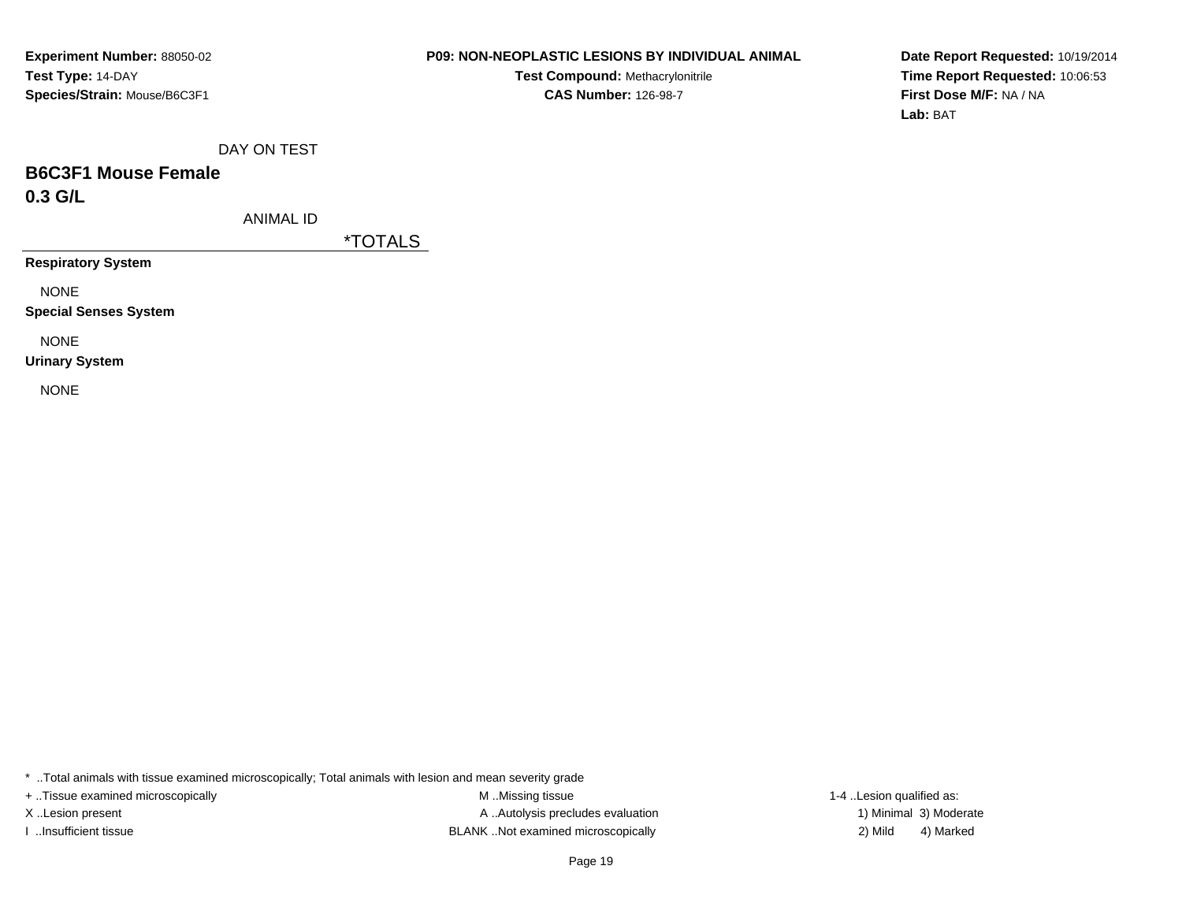**Experiment Number:** 88050-02
**Test Type:** 14-DAY
**Species/Strain:** Mouse/B6C3F1

**P09: NON-NEOPLASTIC LESIONS BY INDIVIDUAL ANIMAL**
**Test Compound:** Methacrylonitrile
**CAS Number:** 126-98-7

**Date Report Requested:** 10/19/2014
**Time Report Requested:** 10:06:53
**First Dose M/F:** NA / NA
**Lab:** BAT

DAY ON TEST

## B6C3F1 Mouse Female

## 0.3 G/L

ANIMAL ID

| | *TOTALS |
|---|---|
| **Respiratory System** | |
| NONE | |
| **Special Senses System** | |
| NONE | |
| **Urinary System** | |
| NONE | |

* ..Total animals with tissue examined microscopically; Total animals with lesion and mean severity grade

+ ..Tissue examined microscopically
X ..Lesion present
I ..Insufficient tissue

M ..Missing tissue
A ..Autolysis precludes evaluation
BLANK ..Not examined microscopically

1-4 ..Lesion qualified as:
1) Minimal 3) Moderate
2) Mild 4) Marked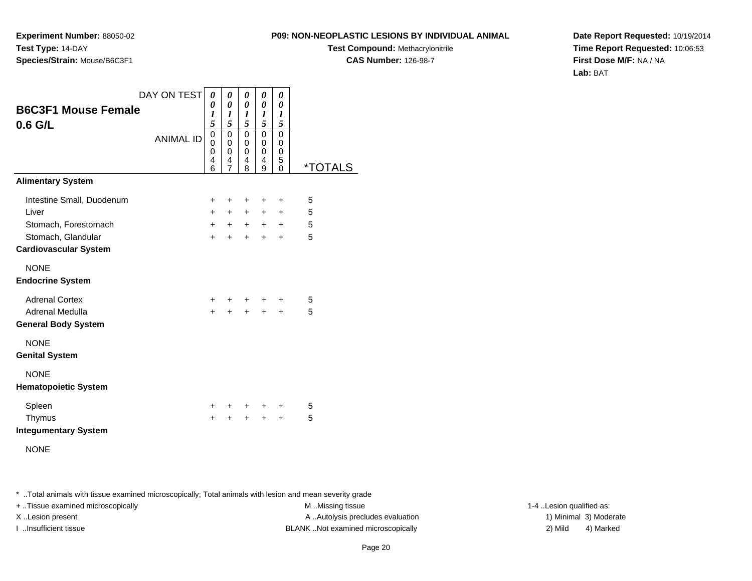**Experiment Number:** 88050-02
**Test Type:** 14-DAY
**Species/Strain:** Mouse/B6C3F1

**P09: NON-NEOPLASTIC LESIONS BY INDIVIDUAL ANIMAL**
**Test Compound:** Methacrylonitrile
**CAS Number:** 126-98-7

**Date Report Requested:** 10/19/2014
**Time Report Requested:** 10:06:53
**First Dose M/F:** NA / NA
**Lab:** BAT

## B6C3F1 Mouse Female 0.6 G/L

| DAY ON TEST | 0015 | 0015 | 0015 | 0015 | 0015 | |
|---|---|---|---|---|---|---|
| ANIMAL ID | 00046 | 00047 | 00048 | 00049 | 00050 | *TOTALS |
| **Alimentary System** | | | | | | |
| Intestine Small, Duodenum | + | + | + | + | + | 5 |
| Liver | + | + | + | + | + | 5 |
| Stomach, Forestomach | + | + | + | + | + | 5 |
| Stomach, Glandular | + | + | + | + | + | 5 |
| **Cardiovascular System** | | | | | | |
| NONE | | | | | | |
| **Endocrine System** | | | | | | |
| Adrenal Cortex | + | + | + | + | + | 5 |
| Adrenal Medulla | + | + | + | + | + | 5 |
| **General Body System** | | | | | | |
| NONE | | | | | | |
| **Genital System** | | | | | | |
| NONE | | | | | | |
| **Hematopoietic System** | | | | | | |
| Spleen | + | + | + | + | + | 5 |
| Thymus | + | + | + | + | + | 5 |
| **Integumentary System** | | | | | | |
| NONE | | | | | | |

* ..Total animals with tissue examined microscopically; Total animals with lesion and mean severity grade
+ ..Tissue examined microscopically
X ..Lesion present
I ..Insufficient tissue
M ..Missing tissue
A ..Autolysis precludes evaluation
BLANK ..Not examined microscopically
1-4 ..Lesion qualified as:
1) Minimal 3) Moderate
2) Mild 4) Marked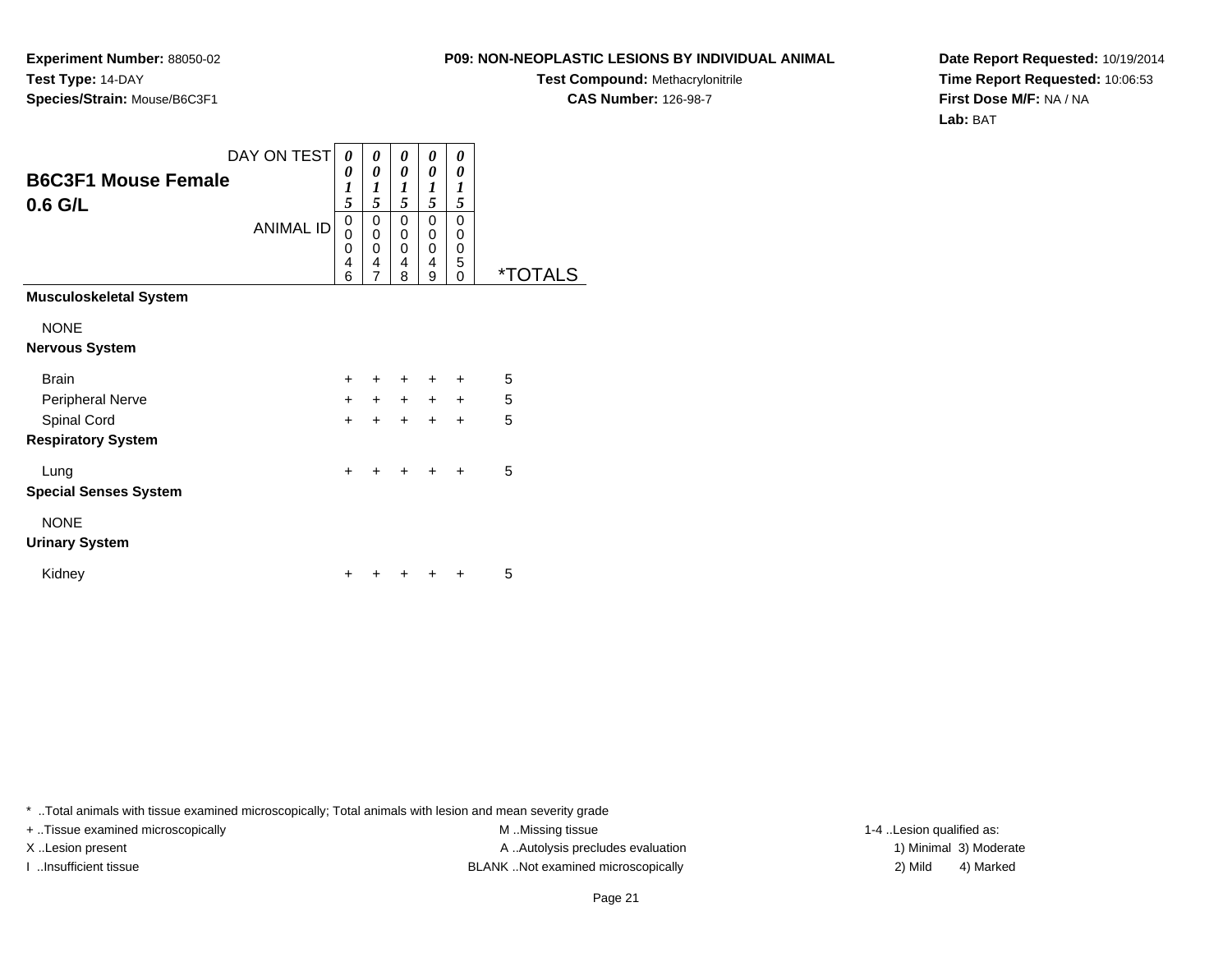**Experiment Number:** 88050-02
**Test Type:** 14-DAY
**Species/Strain:** Mouse/B6C3F1

**P09: NON-NEOPLASTIC LESIONS BY INDIVIDUAL ANIMAL**
**Test Compound:** Methacrylonitrile
**CAS Number:** 126-98-7

**Date Report Requested:** 10/19/2014
**Time Report Requested:** 10:06:53
**First Dose M/F:** NA / NA
**Lab:** BAT

## B6C3F1 Mouse Female
## 0.6 G/L

| DAY ON TEST | 0015 | 0015 | 0015 | 0015 | 0015 | |
|---|---|---|---|---|---|---|
| ANIMAL ID | 00046 | 00047 | 00048 | 00049 | 00050 | *TOTALS |
| **Musculoskeletal System** | | | | | | |
| NONE | | | | | | |
| **Nervous System** | | | | | | |
| Brain | + | + | + | + | + | 5 |
| Peripheral Nerve | + | + | + | + | + | 5 |
| Spinal Cord | + | + | + | + | + | 5 |
| **Respiratory System** | | | | | | |
| Lung | + | + | + | + | + | 5 |
| **Special Senses System** | | | | | | |
| NONE | | | | | | |
| **Urinary System** | | | | | | |
| Kidney | + | + | + | + | + | 5 |

* ..Total animals with tissue examined microscopically; Total animals with lesion and mean severity grade
+ ..Tissue examined microscopically
X ..Lesion present
I ..Insufficient tissue

M ..Missing tissue
A ..Autolysis precludes evaluation
BLANK ..Not examined microscopically

1-4 ..Lesion qualified as:
1) Minimal 3) Moderate
2) Mild 4) Marked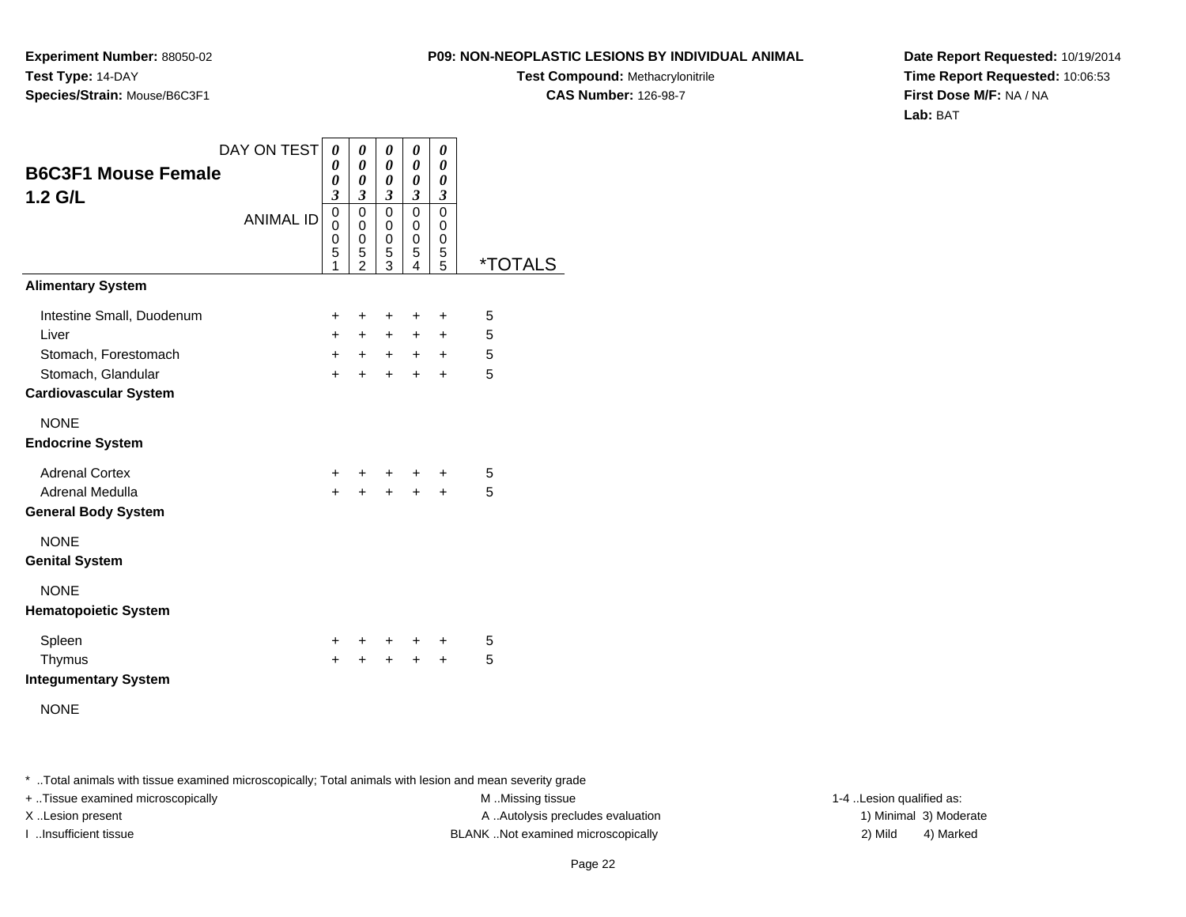**Experiment Number:** 88050-02
**Test Type:** 14-DAY
**Species/Strain:** Mouse/B6C3F1

**P09: NON-NEOPLASTIC LESIONS BY INDIVIDUAL ANIMAL**
**Test Compound:** Methacrylonitrile
**CAS Number:** 126-98-7

**Date Report Requested:** 10/19/2014
**Time Report Requested:** 10:06:53
**First Dose M/F:** NA / NA
**Lab:** BAT

## B6C3F1 Mouse Female 1.2 G/L

| DAY ON TEST | 0003 | 0003 | 0003 | 0003 | 0003 | |
|---|---|---|---|---|---|---|
| ANIMAL ID | 00051 | 00052 | 00053 | 00054 | 00055 | *TOTALS |
| **Alimentary System** | | | | | | |
| Intestine Small, Duodenum | + | + | + | + | + | 5 |
| Liver | + | + | + | + | + | 5 |
| Stomach, Forestomach | + | + | + | + | + | 5 |
| Stomach, Glandular | + | + | + | + | + | 5 |
| **Cardiovascular System** | | | | | | |
| NONE | | | | | | |
| **Endocrine System** | | | | | | |
| Adrenal Cortex | + | + | + | + | + | 5 |
| Adrenal Medulla | + | + | + | + | + | 5 |
| **General Body System** | | | | | | |
| NONE | | | | | | |
| **Genital System** | | | | | | |
| NONE | | | | | | |
| **Hematopoietic System** | | | | | | |
| Spleen | + | + | + | + | + | 5 |
| Thymus | + | + | + | + | + | 5 |
| **Integumentary System** | | | | | | |
| NONE | | | | | | |

* ..Total animals with tissue examined microscopically; Total animals with lesion and mean severity grade
+ ..Tissue examined microscopically
X ..Lesion present
I ..Insufficient tissue
M ..Missing tissue
A ..Autolysis precludes evaluation
BLANK ..Not examined microscopically
1-4 ..Lesion qualified as:
1) Minimal 3) Moderate
2) Mild 4) Marked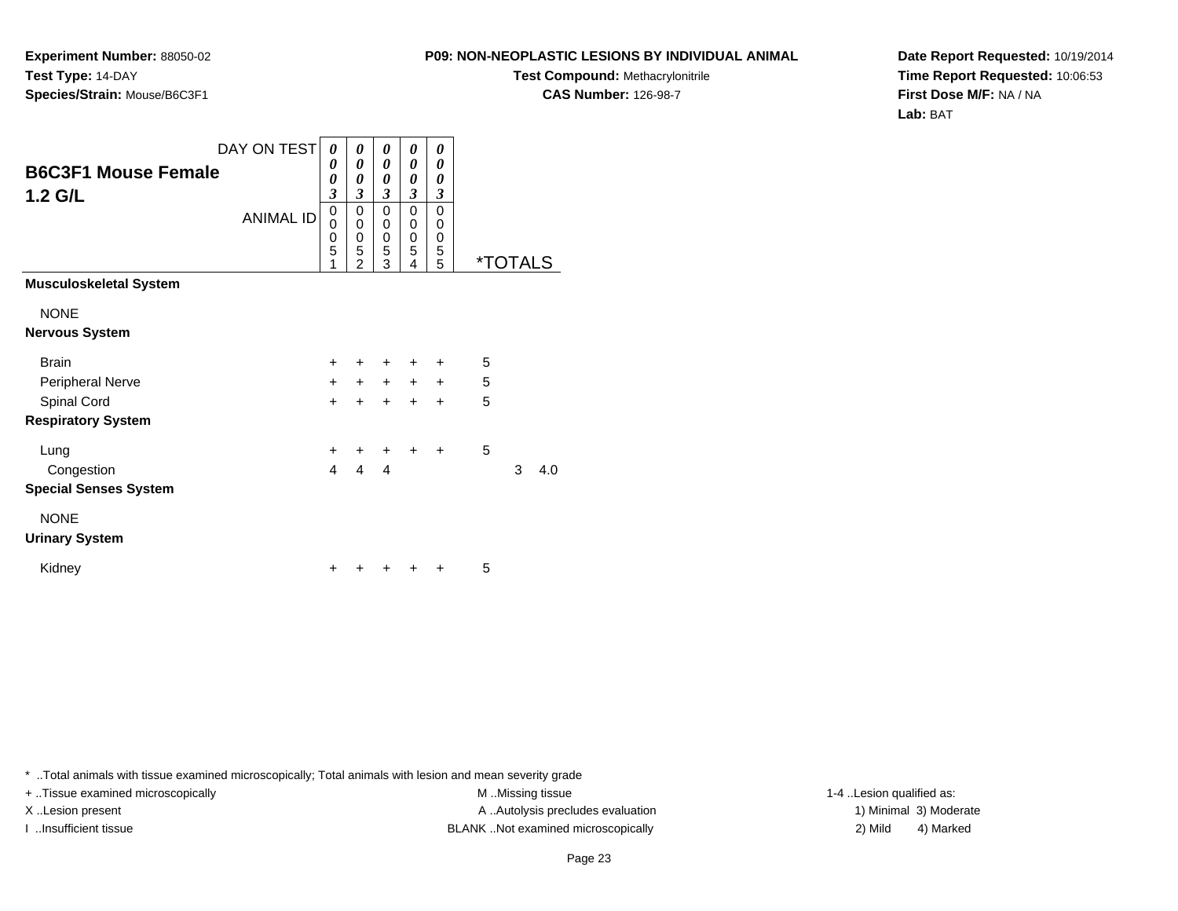**Experiment Number:** 88050-02
**Test Type:** 14-DAY
**Species/Strain:** Mouse/B6C3F1

**P09: NON-NEOPLASTIC LESIONS BY INDIVIDUAL ANIMAL**
**Test Compound:** Methacrylonitrile
**CAS Number:** 126-98-7

**Date Report Requested:** 10/19/2014
**Time Report Requested:** 10:06:53
**First Dose M/F:** NA / NA
**Lab:** BAT

## B6C3F1 Mouse Female
## 1.2 G/L

| DAY ON TEST | 0003 | 0003 | 0003 | 0003 | 0003 | | |
|---|---|---|---|---|---|---|---|
| ANIMAL ID | 00051 | 00052 | 00053 | 00054 | 00055 | *TOTALS | |
| **Musculoskeletal System** | | | | | | | |
| NONE | | | | | | | |
| **Nervous System** | | | | | | | |
| Brain | + | + | + | + | + | 5 | |
| Peripheral Nerve | + | + | + | + | + | 5 | |
| Spinal Cord | + | + | + | + | + | 5 | |
| **Respiratory System** | | | | | | | |
| Lung | + | + | + | + | + | 5 | |
| Congestion | 4 | 4 | 4 | | | 3 | 4.0 |
| **Special Senses System** | | | | | | | |
| NONE | | | | | | | |
| **Urinary System** | | | | | | | |
| Kidney | + | + | + | + | + | 5 | |

* ..Total animals with tissue examined microscopically; Total animals with lesion and mean severity grade

+ ..Tissue examined microscopically
X ..Lesion present
I ..Insufficient tissue

M ..Missing tissue
A ..Autolysis precludes evaluation
BLANK ..Not examined microscopically

1-4 ..Lesion qualified as:
1) Minimal 3) Moderate
2) Mild 4) Marked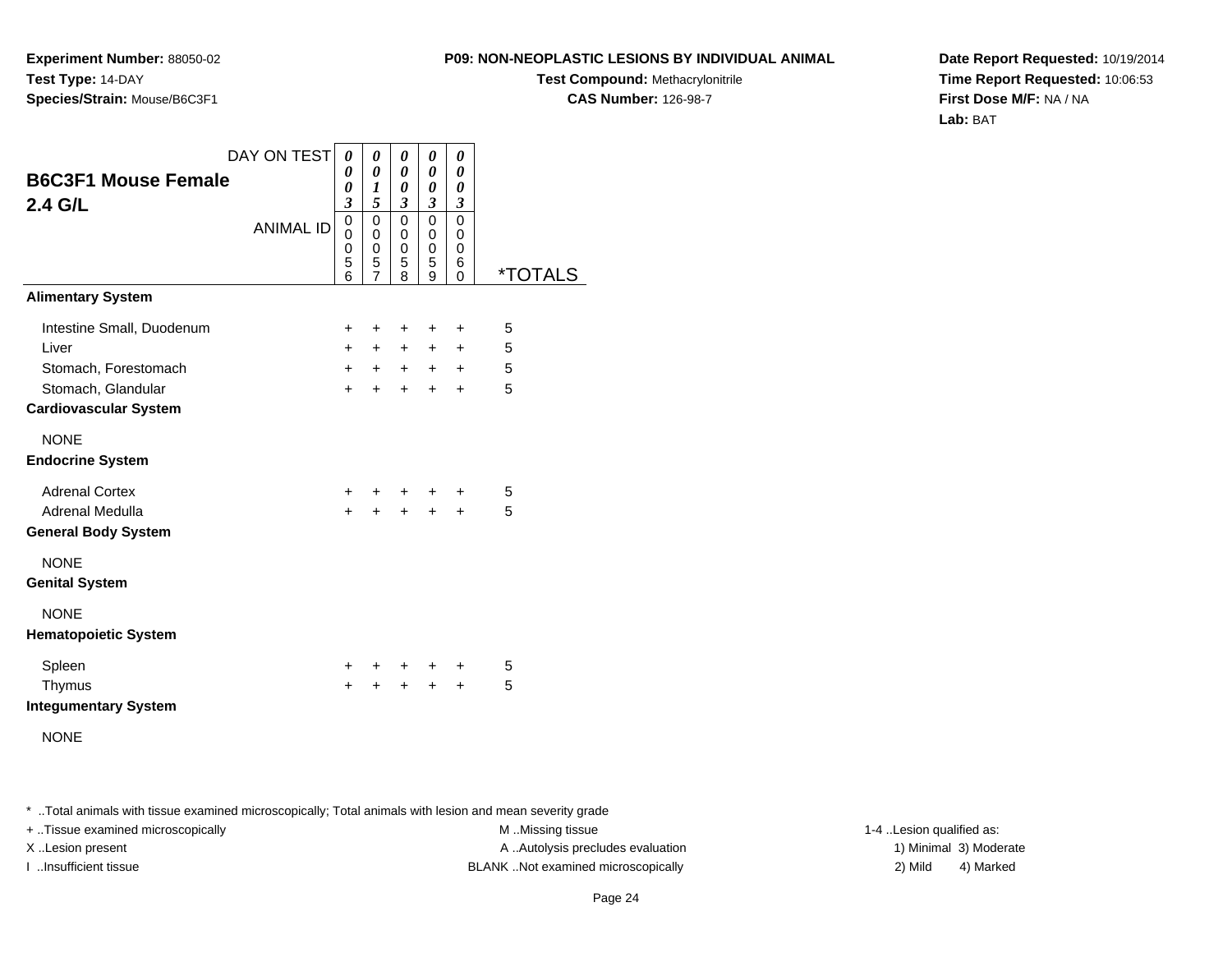**Experiment Number:** 88050-02
**Test Type:** 14-DAY
**Species/Strain:** Mouse/B6C3F1

**P09: NON-NEOPLASTIC LESIONS BY INDIVIDUAL ANIMAL**
**Test Compound:** Methacrylonitrile
**CAS Number:** 126-98-7

**Date Report Requested:** 10/19/2014
**Time Report Requested:** 10:06:53
**First Dose M/F:** NA / NA
**Lab:** BAT

## B6C3F1 Mouse Female
## 2.4 G/L

| DAY ON TEST | 0003 | 0015 | 0003 | 0003 | 0003 | |
|---|---|---|---|---|---|---|
| ANIMAL ID | 00056 | 00057 | 00058 | 00059 | 00060 | *TOTALS |
| **Alimentary System** | | | | | | |
| Intestine Small, Duodenum | + | + | + | + | + | 5 |
| Liver | + | + | + | + | + | 5 |
| Stomach, Forestomach | + | + | + | + | + | 5 |
| Stomach, Glandular | + | + | + | + | + | 5 |
| **Cardiovascular System** | | | | | | |
| NONE | | | | | | |
| **Endocrine System** | | | | | | |
| Adrenal Cortex | + | + | + | + | + | 5 |
| Adrenal Medulla | + | + | + | + | + | 5 |
| **General Body System** | | | | | | |
| NONE | | | | | | |
| **Genital System** | | | | | | |
| NONE | | | | | | |
| **Hematopoietic System** | | | | | | |
| Spleen | + | + | + | + | + | 5 |
| Thymus | + | + | + | + | + | 5 |
| **Integumentary System** | | | | | | |
| NONE | | | | | | |

* ..Total animals with tissue examined microscopically; Total animals with lesion and mean severity grade
+ ..Tissue examined microscopically
X ..Lesion present
I ..Insufficient tissue

M ..Missing tissue
A ..Autolysis precludes evaluation
BLANK ..Not examined microscopically

1-4 ..Lesion qualified as:
1) Minimal 3) Moderate
2) Mild 4) Marked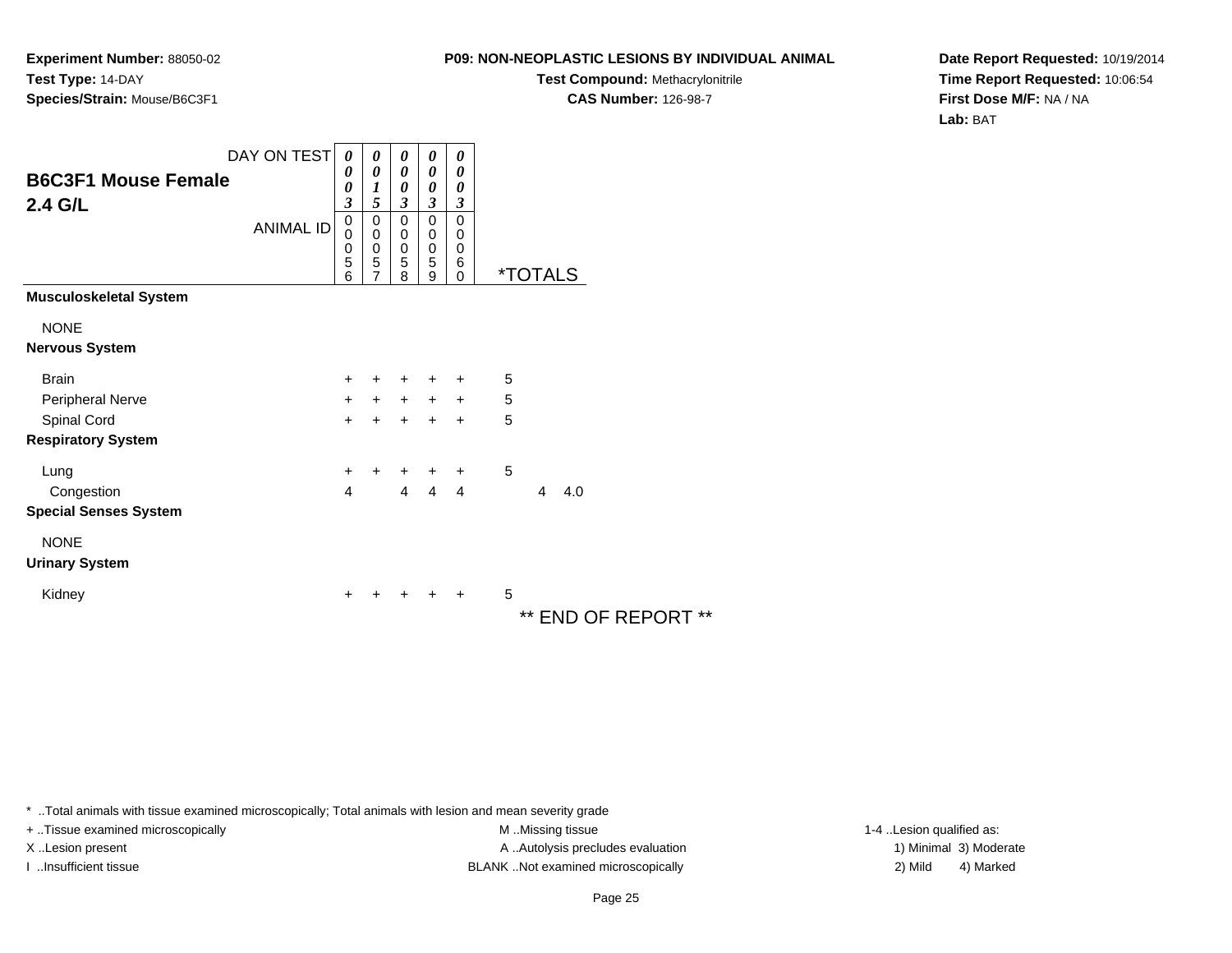**Experiment Number:** 88050-02
**Test Type:** 14-DAY
**Species/Strain:** Mouse/B6C3F1

**P09: NON-NEOPLASTIC LESIONS BY INDIVIDUAL ANIMAL**
**Test Compound:** Methacrylonitrile
**CAS Number:** 126-98-7

**Date Report Requested:** 10/19/2014
**Time Report Requested:** 10:06:54
**First Dose M/F:** NA / NA
**Lab:** BAT

## B6C3F1 Mouse Female
## 2.4 G/L

| DAY ON TEST | 0003 | 0015 | 0003 | 0003 | 0003 | | |
|---|---|---|---|---|---|---|---|
| ANIMAL ID | 00056 | 00057 | 00058 | 00059 | 00060 | *TOTALS | |
| **Musculoskeletal System** | | | | | | | |
| NONE | | | | | | | |
| **Nervous System** | | | | | | | |
| Brain | + | + | + | + | + | 5 | |
| Peripheral Nerve | + | + | + | + | + | 5 | |
| Spinal Cord | + | + | + | + | + | 5 | |
| **Respiratory System** | | | | | | | |
| Lung | + | + | + | + | + | 5 | |
| Congestion | 4 | | 4 | 4 | 4 | 4 | 4.0 |
| **Special Senses System** | | | | | | | |
| NONE | | | | | | | |
| **Urinary System** | | | | | | | |
| Kidney | + | + | + | + | + | 5 | |

** END OF REPORT **

\* ..Total animals with tissue examined microscopically; Total animals with lesion and mean severity grade
+ ..Tissue examined microscopically
X ..Lesion present
I ..Insufficient tissue

M ..Missing tissue
A ..Autolysis precludes evaluation
BLANK ..Not examined microscopically

1-4 ..Lesion qualified as:
1) Minimal 3) Moderate
2) Mild 4) Marked